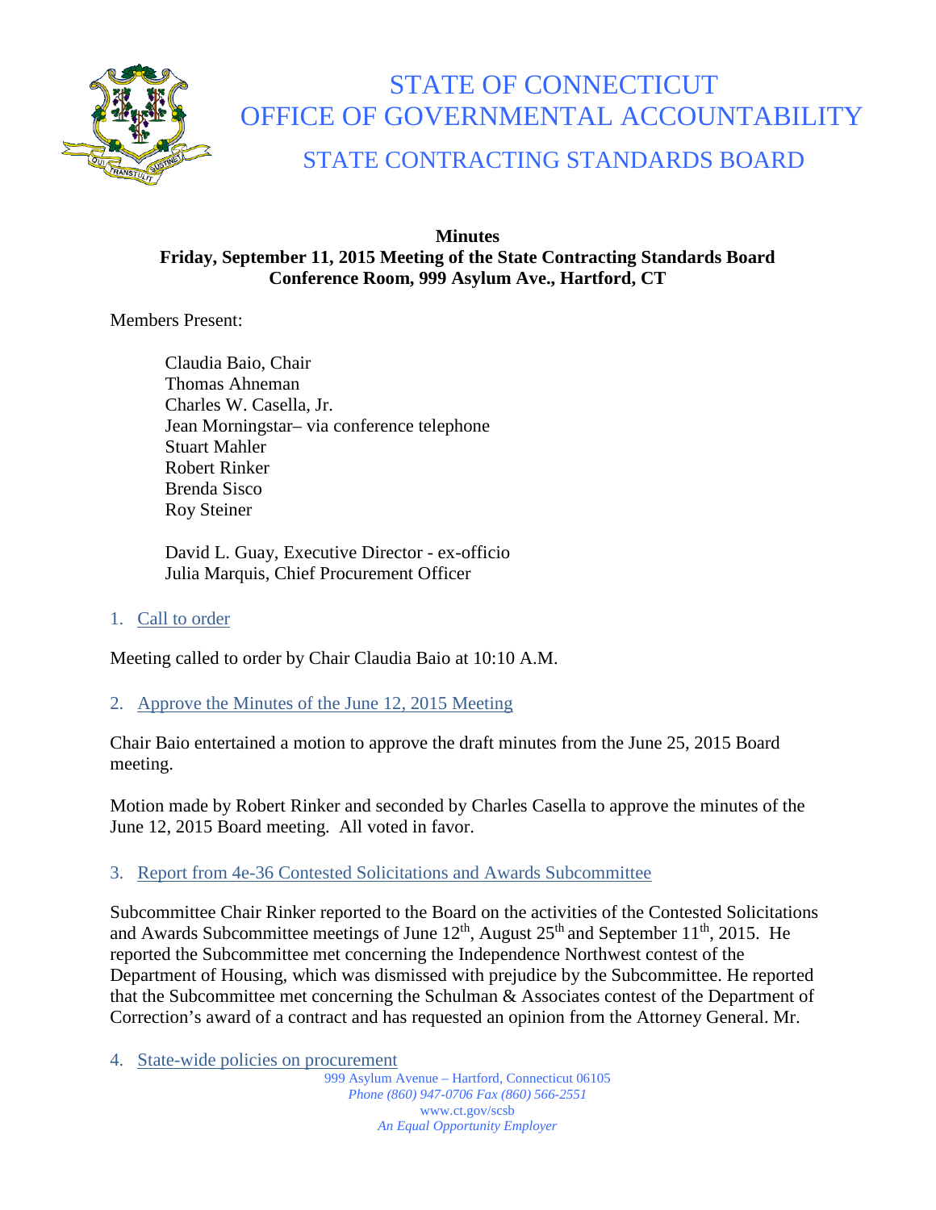# STATE OF CONNECTICUT
# OFFICE OF GOVERNMENTAL ACCOUNTABILITY
## STATE CONTRACTING STANDARDS BOARD

**Minutes**
**Friday, September 11, 2015 Meeting of the State Contracting Standards Board**
**Conference Room, 999 Asylum Ave., Hartford, CT**

Members Present:

Claudia Baio, Chair
Thomas Ahneman
Charles W. Casella, Jr.
Jean Morningstar– via conference telephone
Stuart Mahler
Robert Rinker
Brenda Sisco
Roy Steiner

David L. Guay, Executive Director - ex-officio
Julia Marquis, Chief Procurement Officer

1. Call to order

Meeting called to order by Chair Claudia Baio at 10:10 A.M.

2. Approve the Minutes of the June 12, 2015 Meeting

Chair Baio entertained a motion to approve the draft minutes from the June 25, 2015 Board meeting.

Motion made by Robert Rinker and seconded by Charles Casella to approve the minutes of the June 12, 2015 Board meeting. All voted in favor.

3. Report from 4e-36 Contested Solicitations and Awards Subcommittee

Subcommittee Chair Rinker reported to the Board on the activities of the Contested Solicitations and Awards Subcommittee meetings of June 12th, August 25th and September 11th, 2015. He reported the Subcommittee met concerning the Independence Northwest contest of the Department of Housing, which was dismissed with prejudice by the Subcommittee. He reported that the Subcommittee met concerning the Schulman & Associates contest of the Department of Correction's award of a contract and has requested an opinion from the Attorney General. Mr.

4. State-wide policies on procurement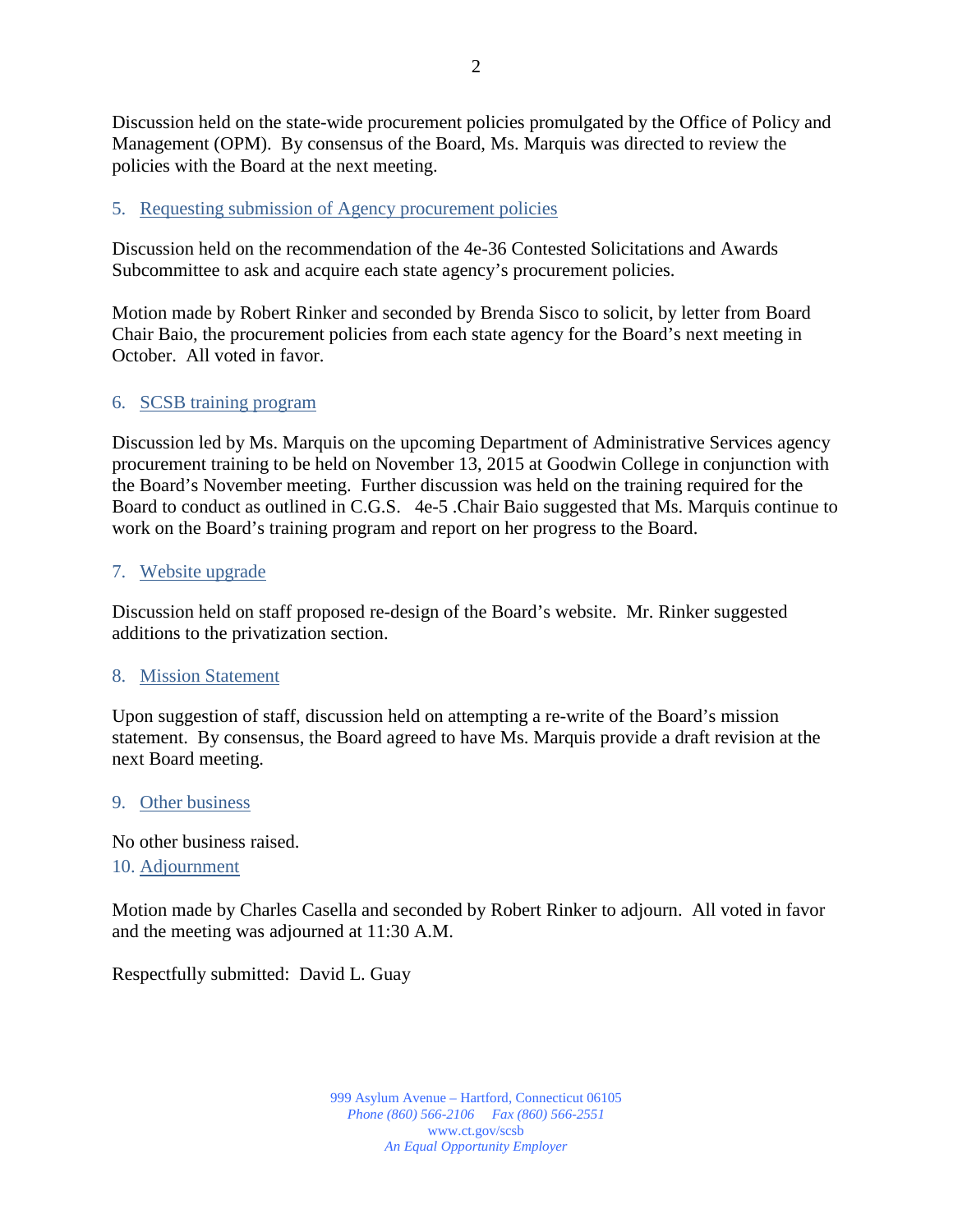Discussion held on the state-wide procurement policies promulgated by the Office of Policy and Management (OPM). By consensus of the Board, Ms. Marquis was directed to review the policies with the Board at the next meeting.

5. Requesting submission of Agency procurement policies

Discussion held on the recommendation of the 4e-36 Contested Solicitations and Awards Subcommittee to ask and acquire each state agency's procurement policies.

Motion made by Robert Rinker and seconded by Brenda Sisco to solicit, by letter from Board Chair Baio, the procurement policies from each state agency for the Board's next meeting in October. All voted in favor.

6. SCSB training program

Discussion led by Ms. Marquis on the upcoming Department of Administrative Services agency procurement training to be held on November 13, 2015 at Goodwin College in conjunction with the Board's November meeting. Further discussion was held on the training required for the Board to conduct as outlined in C.G.S. 4e-5 .Chair Baio suggested that Ms. Marquis continue to work on the Board's training program and report on her progress to the Board.

7. Website upgrade

Discussion held on staff proposed re-design of the Board's website. Mr. Rinker suggested additions to the privatization section.

8. Mission Statement

Upon suggestion of staff, discussion held on attempting a re-write of the Board's mission statement. By consensus, the Board agreed to have Ms. Marquis provide a draft revision at the next Board meeting.

9. Other business

No other business raised.

10. Adjournment

Motion made by Charles Casella and seconded by Robert Rinker to adjourn. All voted in favor and the meeting was adjourned at 11:30 A.M.

Respectfully submitted: David L. Guay

999 Asylum Avenue – Hartford, Connecticut 06105
*Phone (860) 566-2106 Fax (860) 566-2551*
www.ct.gov/scsb
*An Equal Opportunity Employer*